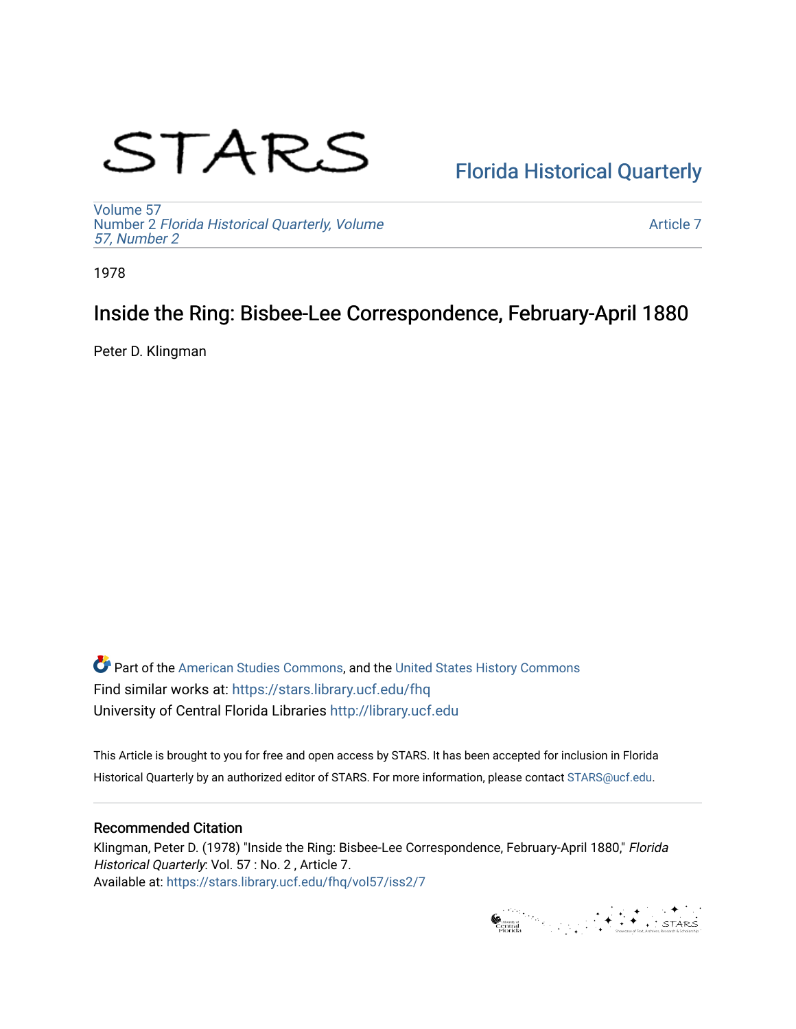STARS

Florida Historical Quarterly

Volume 57
Number 2 *Florida Historical Quarterly, Volume 57, Number 2*

Article 7

1978

# Inside the Ring: Bisbee-Lee Correspondence, February-April 1880

Peter D. Klingman

Part of the American Studies Commons, and the United States History Commons
Find similar works at: https://stars.library.ucf.edu/fhq
University of Central Florida Libraries http://library.ucf.edu

This Article is brought to you for free and open access by STARS. It has been accepted for inclusion in Florida Historical Quarterly by an authorized editor of STARS. For more information, please contact STARS@ucf.edu.

## Recommended Citation

Klingman, Peter D. (1978) "Inside the Ring: Bisbee-Lee Correspondence, February-April 1880," *Florida Historical Quarterly*: Vol. 57 : No. 2 , Article 7.
Available at: https://stars.library.ucf.edu/fhq/vol57/iss2/7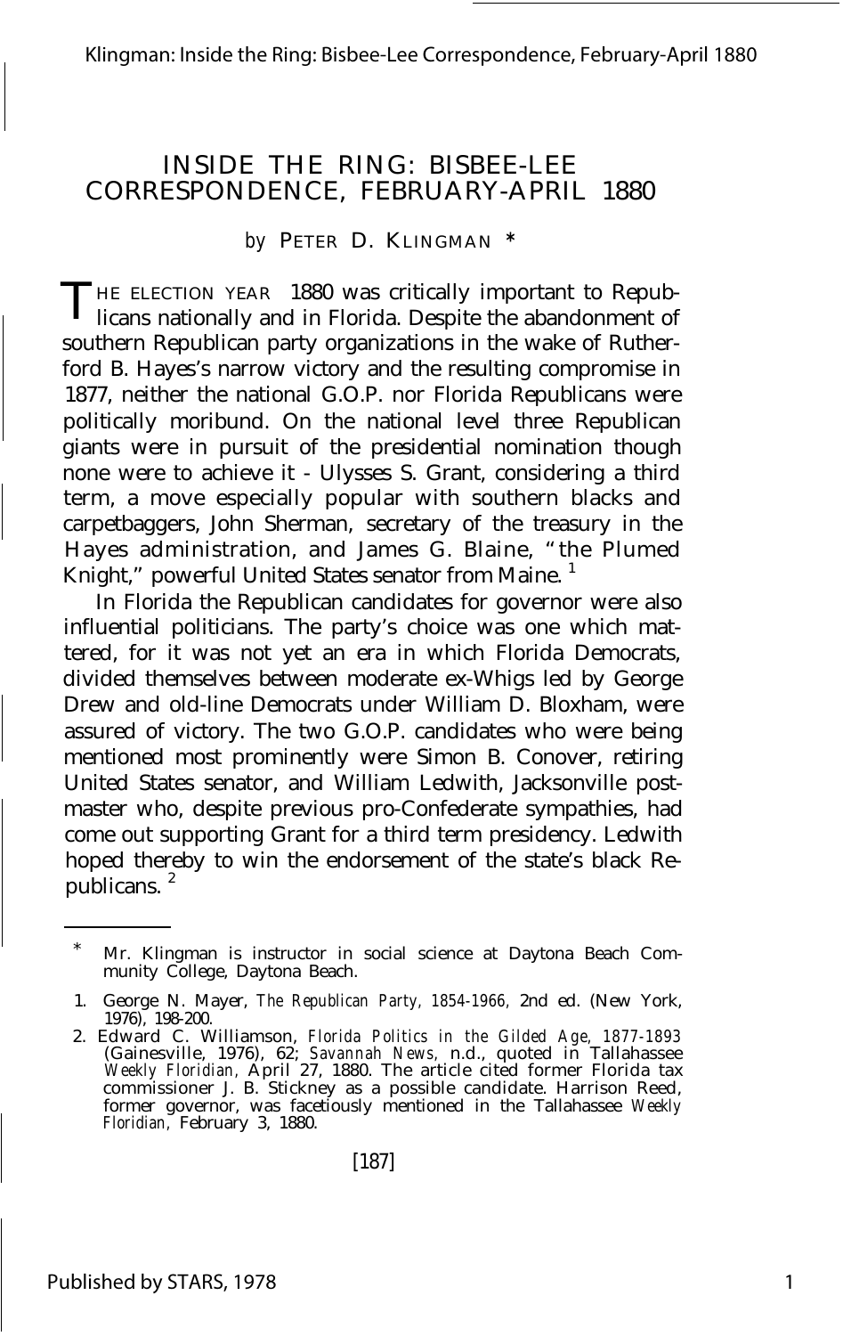# INSIDE THE RING: BISBEE-LEE CORRESPONDENCE, FEBRUARY-APRIL 1880

*by* PETER D. KLINGMAN *

THE ELECTION YEAR 1880 was critically important to Republicans nationally and in Florida. Despite the abandonment of southern Republican party organizations in the wake of Rutherford B. Hayes's narrow victory and the resulting compromise in 1877, neither the national G.O.P. nor Florida Republicans were politically moribund. On the national level three Republican giants were in pursuit of the presidential nomination though none were to achieve it - Ulysses S. Grant, considering a third term, a move especially popular with southern blacks and carpetbaggers, John Sherman, secretary of the treasury in the Hayes administration, and James G. Blaine, "the Plumed Knight," powerful United States senator from Maine. [1]

In Florida the Republican candidates for governor were also influential politicians. The party's choice was one which mattered, for it was not yet an era in which Florida Democrats, divided themselves between moderate ex-Whigs led by George Drew and old-line Democrats under William D. Bloxham, were assured of victory. The two G.O.P. candidates who were being mentioned most prominently were Simon B. Conover, retiring United States senator, and William Ledwith, Jacksonville postmaster who, despite previous pro-Confederate sympathies, had come out supporting Grant for a third term presidency. Ledwith hoped thereby to win the endorsement of the state's black Republicans. [2]

---

\* Mr. Klingman is instructor in social science at Daytona Beach Community College, Daytona Beach.

1. George N. Mayer, *The Republican Party, 1854-1966,* 2nd ed. (New York, 1976), 198-200.

2. Edward C. Williamson, *Florida Politics in the Gilded Age, 1877-1893* (Gainesville, 1976), 62; *Savannah News,* n.d., quoted in Tallahassee *Weekly Floridian,* April 27, 1880. The article cited former Florida tax commissioner J. B. Stickney as a possible candidate. Harrison Reed, former governor, was facetiously mentioned in the Tallahassee *Weekly Floridian,* February 3, 1880.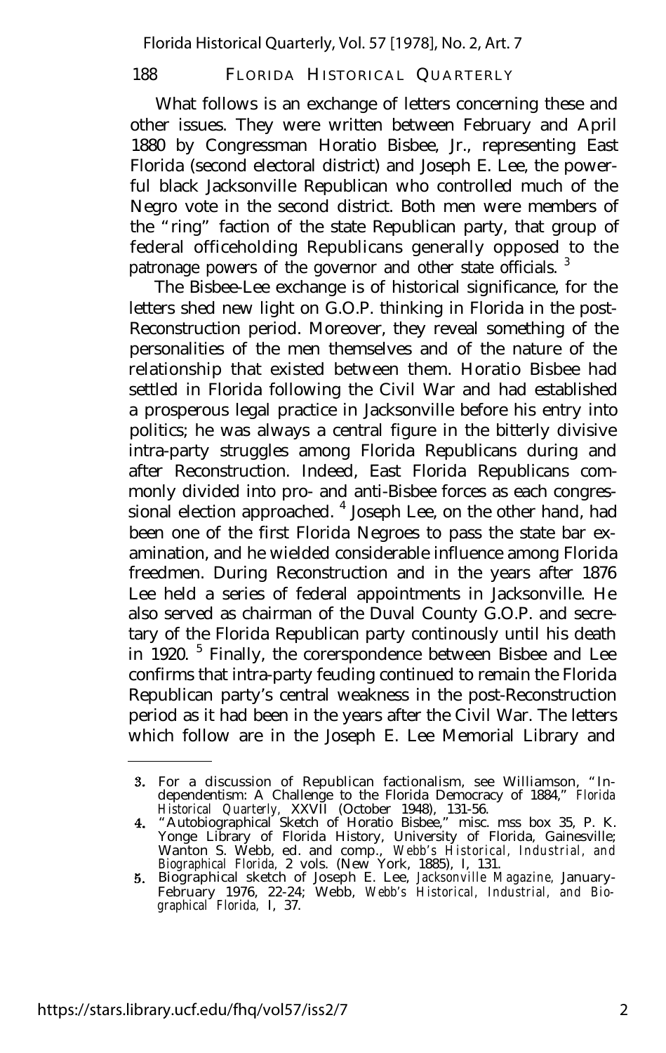What follows is an exchange of letters concerning these and other issues. They were written between February and April 1880 by Congressman Horatio Bisbee, Jr., representing East Florida (second electoral district) and Joseph E. Lee, the powerful black Jacksonville Republican who controlled much of the Negro vote in the second district. Both men were members of the "ring" faction of the state Republican party, that group of federal officeholding Republicans generally opposed to the patronage powers of the governor and other state officials. [3]

The Bisbee-Lee exchange is of historical significance, for the letters shed new light on G.O.P. thinking in Florida in the post-Reconstruction period. Moreover, they reveal something of the personalities of the men themselves and of the nature of the relationship that existed between them. Horatio Bisbee had settled in Florida following the Civil War and had established a prosperous legal practice in Jacksonville before his entry into politics; he was always a central figure in the bitterly divisive intra-party struggles among Florida Republicans during and after Reconstruction. Indeed, East Florida Republicans commonly divided into pro- and anti-Bisbee forces as each congressional election approached. [4] Joseph Lee, on the other hand, had been one of the first Florida Negroes to pass the state bar examination, and he wielded considerable influence among Florida freedmen. During Reconstruction and in the years after 1876 Lee held a series of federal appointments in Jacksonville. He also served as chairman of the Duval County G.O.P. and secretary of the Florida Republican party continously until his death in 1920. [5] Finally, the corerspondence between Bisbee and Lee confirms that intra-party feuding continued to remain the Florida Republican party's central weakness in the post-Reconstruction period as it had been in the years after the Civil War. The letters which follow are in the Joseph E. Lee Memorial Library and

---

3. For a discussion of Republican factionalism, see Williamson, "Independentism: A Challenge to the Florida Democracy of 1884," *Florida Historical Quarterly*, XXVII (October 1948), 131-56.
4. "Autobiographical Sketch of Horatio Bisbee," misc. mss box 35, P. K. Yonge Library of Florida History, University of Florida, Gainesville; Wanton S. Webb, ed. and comp., *Webb's Historical, Industrial, and Biographical Florida*, 2 vols. (New York, 1885), I, 131.
5. Biographical sketch of Joseph E. Lee, *Jacksonville Magazine*, January-February 1976, 22-24; Webb, *Webb's Historical, Industrial, and Biographical Florida*, I, 37.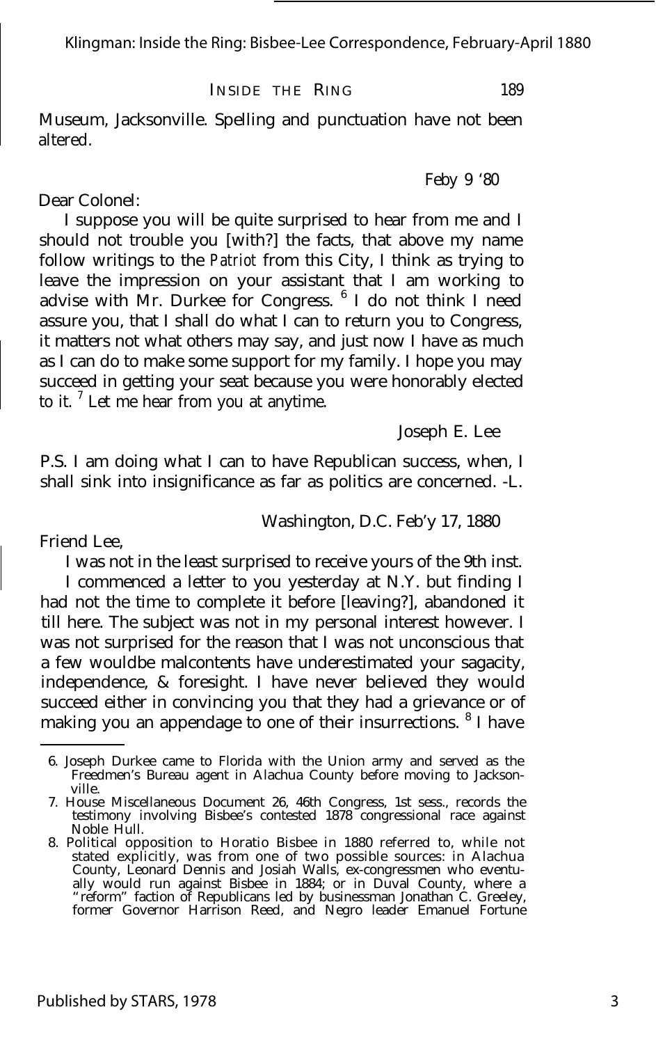Museum, Jacksonville. Spelling and punctuation have not been altered.

Feby 9 '80

Dear Colonel:

I suppose you will be quite surprised to hear from me and I should not trouble you [with?] the facts, that above my name follow writings to the *Patriot* from this City, I think as trying to leave the impression on your assistant that I am working to advise with Mr. Durkee for Congress. [6] I do not think I need assure you, that I shall do what I can to return you to Congress, it matters not what others may say, and just now I have as much as I can do to make some support for my family. I hope you may succeed in getting your seat because you were honorably elected to it. [7] Let me hear from you at anytime.

Joseph E. Lee

P.S. I am doing what I can to have Republican success, when, I shall sink into insignificance as far as politics are concerned. -L.

Washington, D.C. Feb'y 17, 1880

Friend Lee,

I was not in the least surprised to receive yours of the 9th inst.

I commenced a letter to you yesterday at N.Y. but finding I had not the time to complete it before [leaving?], abandoned it till here. The subject was not in my personal interest however. I was not surprised for the reason that I was not unconscious that a few wouldbe malcontents have underestimated your sagacity, independence, & foresight. I have never believed they would succeed either in convincing you that they had a grievance or of making you an appendage to one of their insurrections. [8] I have

---

6. Joseph Durkee came to Florida with the Union army and served as the Freedmen's Bureau agent in Alachua County before moving to Jacksonville.
7. House Miscellaneous Document 26, 46th Congress, 1st sess., records the testimony involving Bisbee's contested 1878 congressional race against Noble Hull.
8. Political opposition to Horatio Bisbee in 1880 referred to, while not stated explicitly, was from one of two possible sources: in Alachua County, Leonard Dennis and Josiah Walls, ex-congressmen who eventually would run against Bisbee in 1884; or in Duval County, where a "reform" faction of Republicans led by businessman Jonathan C. Greeley, former Governor Harrison Reed, and Negro leader Emanuel Fortune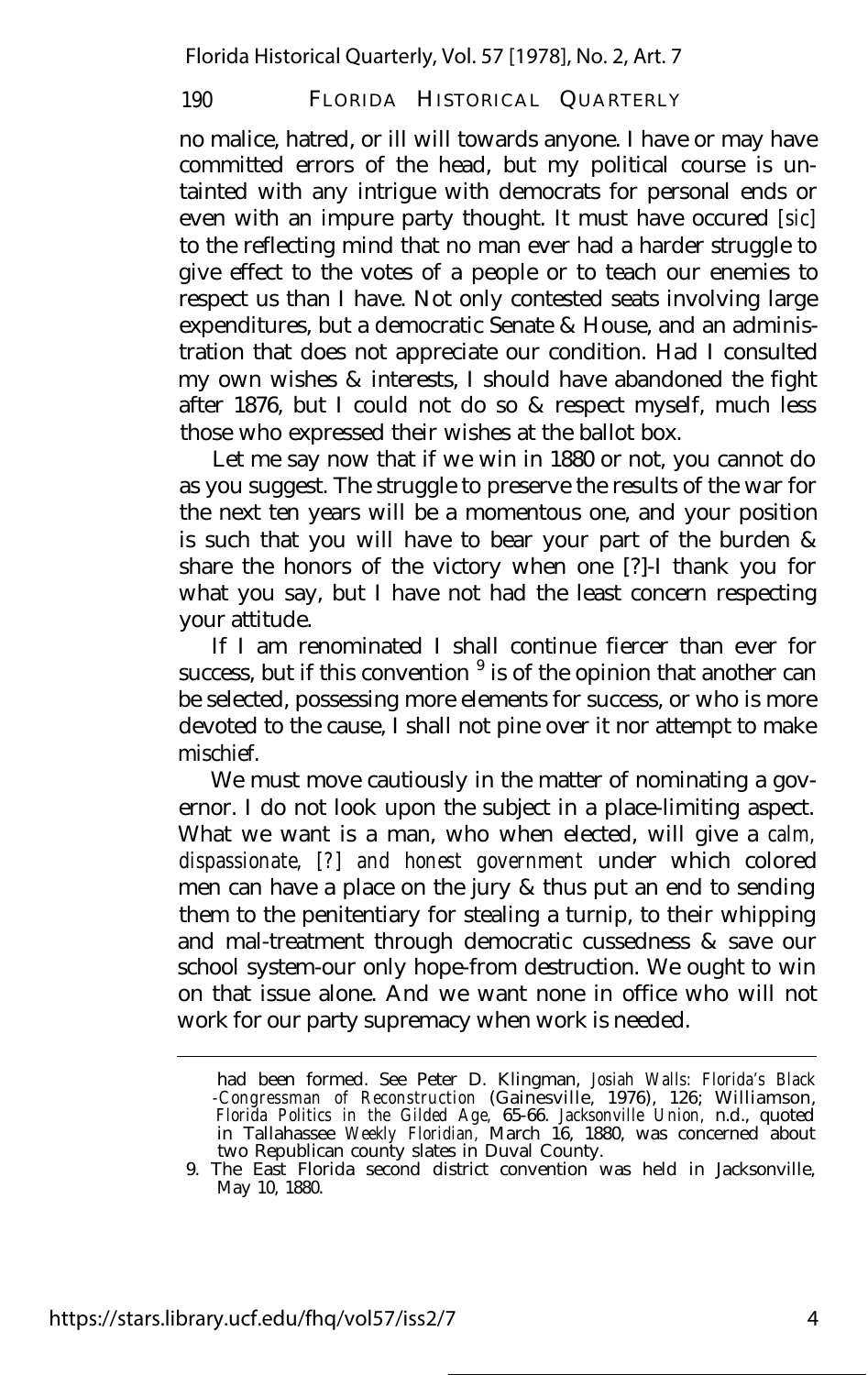no malice, hatred, or ill will towards anyone. I have or may have committed errors of the head, but my political course is untainted with any intrigue with democrats for personal ends or even with an impure party thought. It must have occured *[sic]* to the reflecting mind that no man ever had a harder struggle to give effect to the votes of a people or to teach our enemies to respect us than I have. Not only contested seats involving large expenditures, but a democratic Senate & House, and an administration that does not appreciate our condition. Had I consulted my own wishes & interests, I should have abandoned the fight after 1876, but I could not do so & respect myself, much less those who expressed their wishes at the ballot box.

Let me say now that if we win in 1880 or not, you cannot do as you suggest. The struggle to preserve the results of the war for the next ten years will be a momentous one, and your position is such that you will have to bear your part of the burden & share the honors of the victory when one [?]-I thank you for what you say, but I have not had the least concern respecting your attitude.

If I am renominated I shall continue fiercer than ever for success, but if this convention [9] is of the opinion that another can be selected, possessing more elements for success, or who is more devoted to the cause, I shall not pine over it nor attempt to make mischief.

We must move cautiously in the matter of nominating a governor. I do not look upon the subject in a place-limiting aspect. What we want is a man, who when elected, will give a *calm, dispassionate, [?] and honest government* under which colored men can have a place on the jury & thus put an end to sending them to the penitentiary for stealing a turnip, to their whipping and mal-treatment through democratic cussedness & save our school system-our only hope-from destruction. We ought to win on that issue alone. And we want none in office who will not work for our party supremacy when work is needed.

---

had been formed. See Peter D. Klingman, *Josiah Walls: Florida's Black -Congressman of Reconstruction* (Gainesville, 1976), 126; Williamson, *Florida Politics in the Gilded Age*, 65-66. *Jacksonville Union*, n.d., quoted in Tallahassee *Weekly Floridian*, March 16, 1880, was concerned about two Republican county slates in Duval County.

9. The East Florida second district convention was held in Jacksonville, May 10, 1880.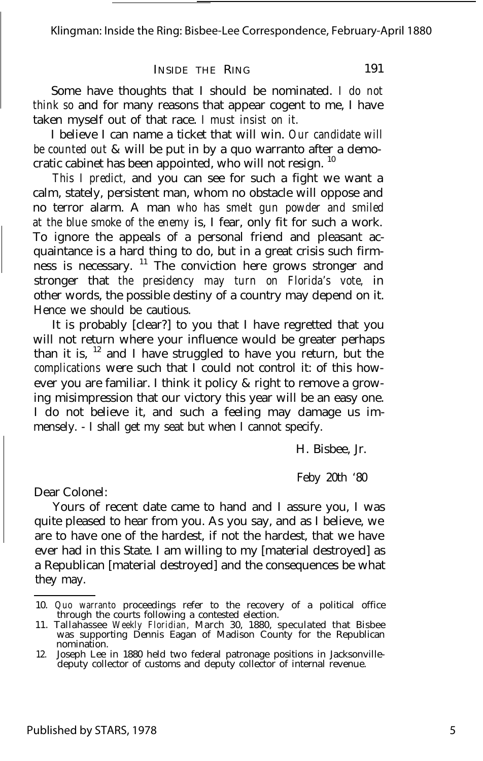Some have thoughts that I should be nominated. *I do not think so* and for many reasons that appear cogent to me, I have taken myself out of that race. *I must insist on it.*

I believe I can name a ticket that will win. *Our candidate will be counted out* & will be put in by a quo warranto after a democratic cabinet has been appointed, who will not resign. [10]

*This I predict,* and you can see for such a fight we want a calm, stately, persistent man, whom no obstacle will oppose and no terror alarm. A man *who has smelt gun powder and smiled at the blue smoke of the enemy* is, I fear, only fit for such a work. To ignore the appeals of a personal friend and pleasant acquaintance is a hard thing to do, but in a great crisis such firmness is necessary. [11] The conviction here grows stronger and stronger that *the presidency may turn on Florida's vote,* in other words, the possible destiny of a country may depend on it. Hence we should be cautious.

It is probably [clear?] to you that I have regretted that you will not return where your influence would be greater perhaps than it is, [12] and I have struggled to have you return, but the *complications* were such that I could not control it: of this however you are familiar. I think it policy & right to remove a growing misimpression that our victory this year will be an easy one. I do not believe it, and such a feeling may damage us immensely. - I shall get my seat but when I cannot specify.

H. Bisbee, Jr.

Feby 20th '80

Dear Colonel:

Yours of recent date came to hand and I assure you, I was quite pleased to hear from you. As you say, and as I believe, we are to have one of the hardest, if not the hardest, that we have ever had in this State. I am willing to my [material destroyed] as a Republican [material destroyed] and the consequences be what they may.

---

10. *Quo warranto* proceedings refer to the recovery of a political office through the courts following a contested election.
11. Tallahassee *Weekly Floridian,* March 30, 1880, speculated that Bisbee was supporting Dennis Eagan of Madison County for the Republican nomination.
12. Joseph Lee in 1880 held two federal patronage positions in Jacksonville-deputy collector of customs and deputy collector of internal revenue.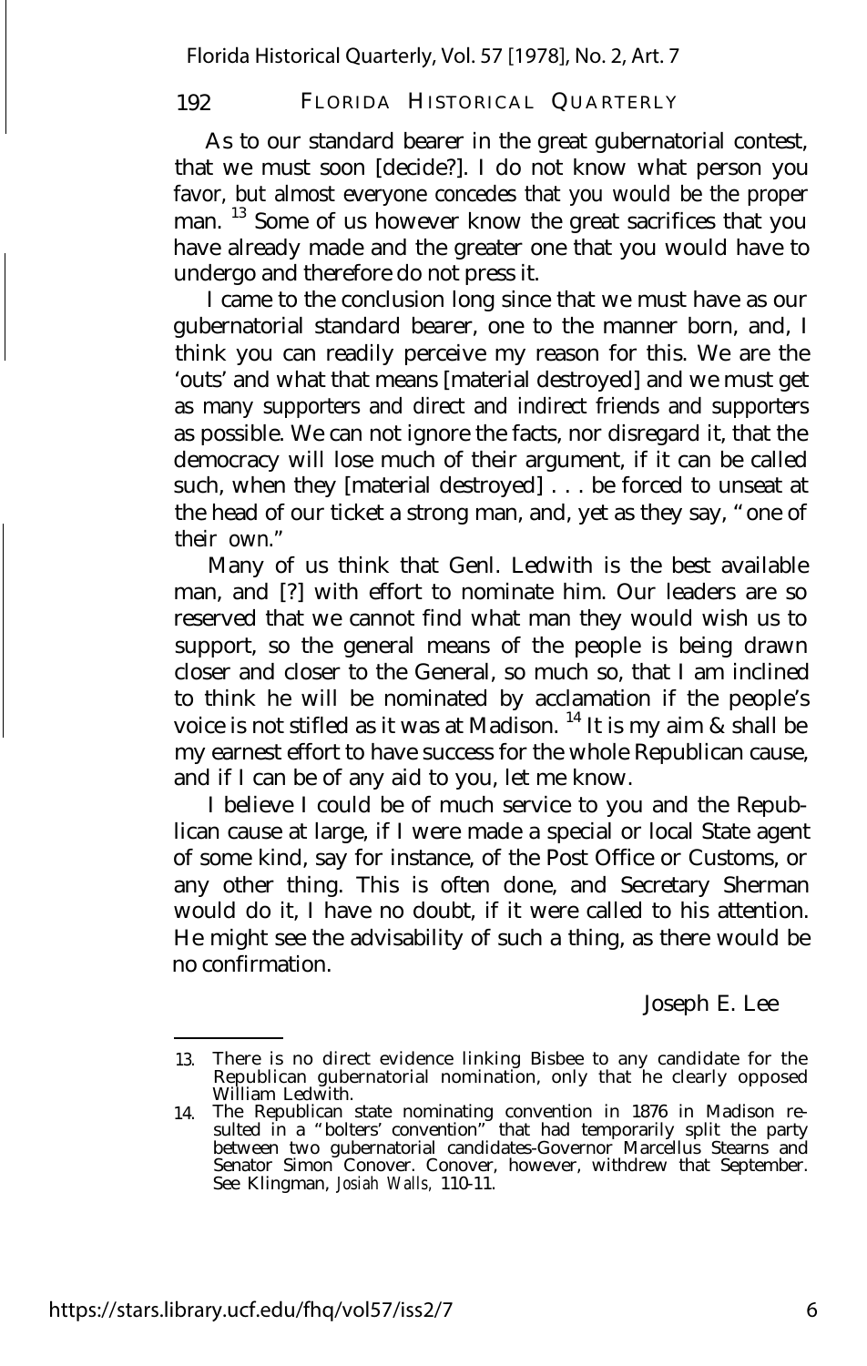As to our standard bearer in the great gubernatorial contest, that we must soon [decide?]. I do not know what person you favor, but almost everyone concedes that you would be the proper man. [13] Some of us however know the great sacrifices that you have already made and the greater one that you would have to undergo and therefore do not press it.

I came to the conclusion long since that we must have as our gubernatorial standard bearer, one to the manner born, and, I think you can readily perceive my reason for this. We are the 'outs' and what that means [material destroyed] and we must get as many supporters and direct and indirect friends and supporters as possible. We can not ignore the facts, nor disregard it, that the democracy will lose much of their argument, if it can be called such, when they [material destroyed] . . . be forced to unseat at the head of our ticket a strong man, and, yet as they say, "one of their own."

Many of us think that Genl. Ledwith is the best available man, and [?] with effort to nominate him. Our leaders are so reserved that we cannot find what man they would wish us to support, so the general means of the people is being drawn closer and closer to the General, so much so, that I am inclined to think he will be nominated by acclamation if the people's voice is not stifled as it was at Madison. [14] It is my aim & shall be my earnest effort to have success for the whole Republican cause, and if I can be of any aid to you, let me know.

I believe I could be of much service to you and the Republican cause at large, if I were made a special or local State agent of some kind, say for instance, of the Post Office or Customs, or any other thing. This is often done, and Secretary Sherman would do it, I have no doubt, if it were called to his attention. He might see the advisability of such a thing, as there would be no confirmation.

Joseph E. Lee

---

13. There is no direct evidence linking Bisbee to any candidate for the Republican gubernatorial nomination, only that he clearly opposed William Ledwith.
14. The Republican state nominating convention in 1876 in Madison resulted in a "bolters' convention" that had temporarily split the party between two gubernatorial candidates-Governor Marcellus Stearns and Senator Simon Conover. Conover, however, withdrew that September. See Klingman, *Josiah Walls,* 110-11.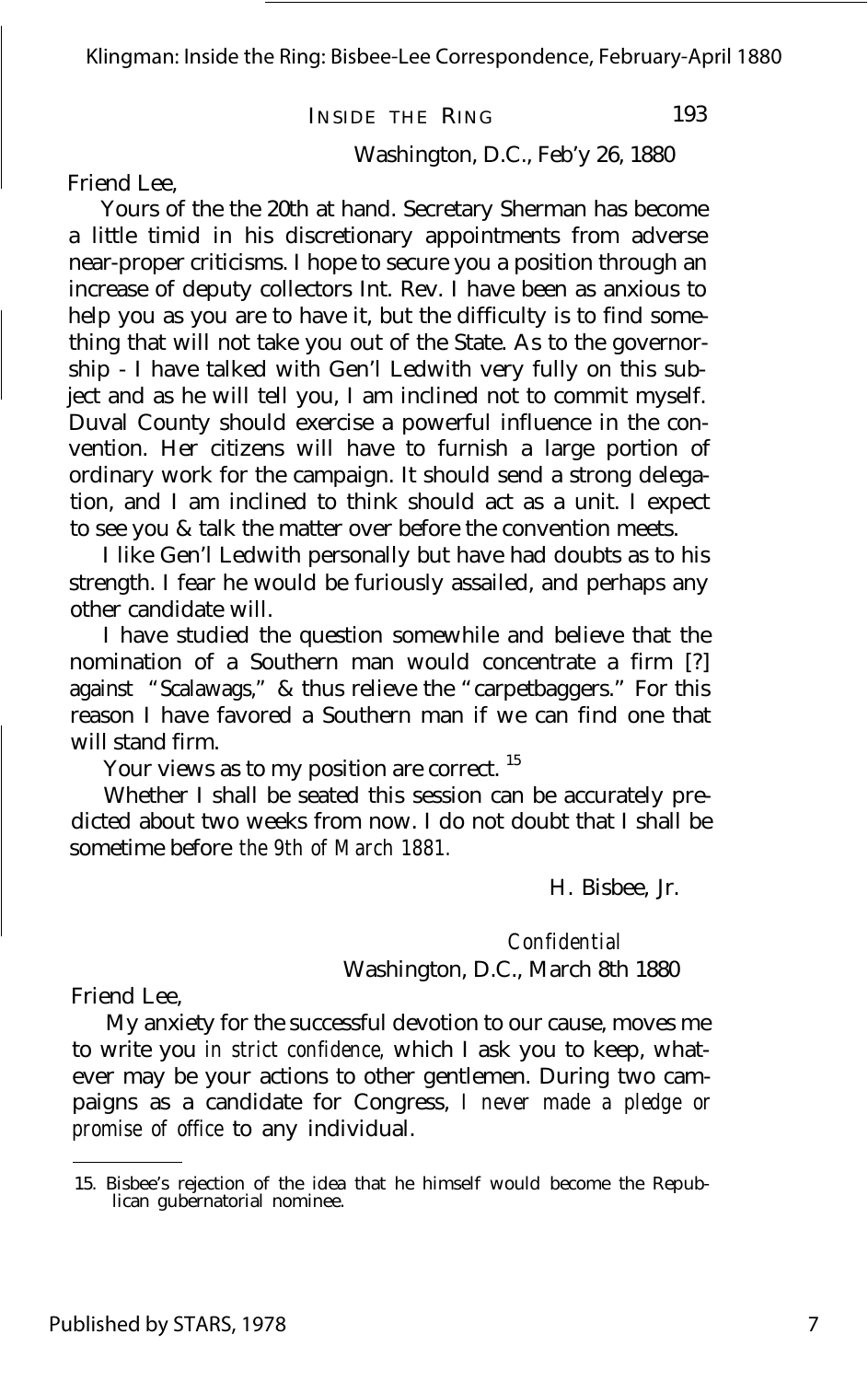Washington, D.C., Feb'y 26, 1880

Friend Lee,

Yours of the the 20th at hand. Secretary Sherman has become a little timid in his discretionary appointments from adverse near-proper criticisms. I hope to secure you a position through an increase of deputy collectors Int. Rev. I have been as anxious to help you as you are to have it, but the difficulty is to find something that will not take you out of the State. As to the governorship - I have talked with Gen'l Ledwith very fully on this subject and as he will tell you, I am inclined not to commit myself. Duval County should exercise a powerful influence in the convention. Her citizens will have to furnish a large portion of ordinary work for the campaign. It should send a strong delegation, and I am inclined to think should act as a unit. I expect to see you & talk the matter over before the convention meets.

I like Gen'l Ledwith personally but have had doubts as to his strength. I fear he would be furiously assailed, and perhaps any other candidate will.

I have studied the question somewhile and believe that the nomination of a Southern man would concentrate a firm [?] against "Scalawags," & thus relieve the "carpetbaggers." For this reason I have favored a Southern man if we can find one that will stand firm.

Your views as to my position are correct. [15]

Whether I shall be seated this session can be accurately predicted about two weeks from now. I do not doubt that I shall be sometime before *the 9th of March 1881.*

H. Bisbee, Jr.

*Confidential*

Washington, D.C., March 8th 1880

Friend Lee,

My anxiety for the successful devotion to our cause, moves me to write you *in strict confidence,* which I ask you to keep, whatever may be your actions to other gentlemen. During two campaigns as a candidate for Congress, *I never made a pledge or promise of office* to any individual.

---

15. Bisbee's rejection of the idea that he himself would become the Republican gubernatorial nominee.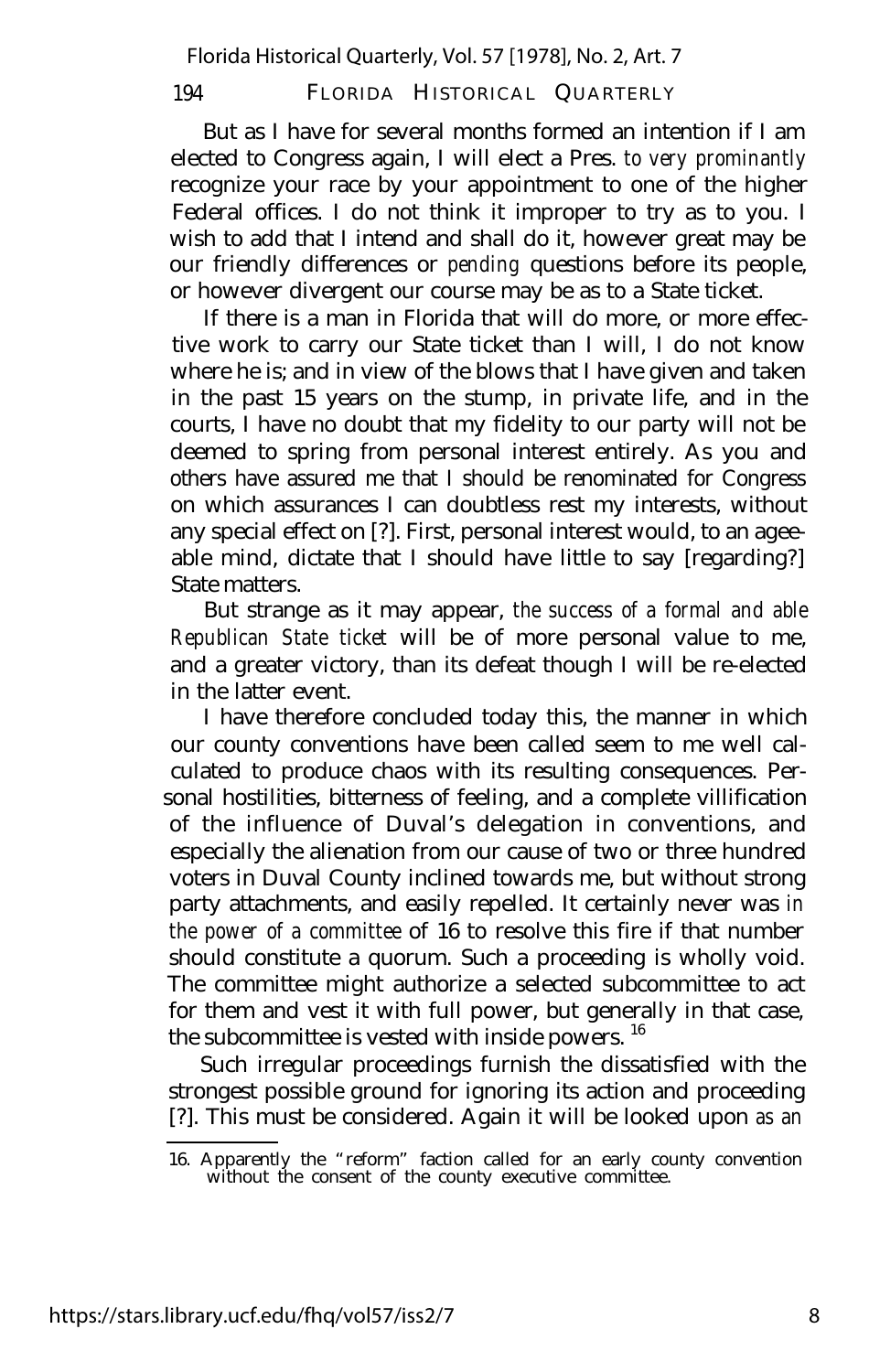But as I have for several months formed an intention if I am elected to Congress again, I will elect a Pres. *to very prominantly* recognize your race by your appointment to one of the higher Federal offices. I do not think it improper to try as to you. I wish to add that I intend and shall do it, however great may be our friendly differences or *pending* questions before its people, or however divergent our course may be as to a State ticket.

If there is a man in Florida that will do more, or more effective work to carry our State ticket than I will, I do not know where he is; and in view of the blows that I have given and taken in the past 15 years on the stump, in private life, and in the courts, I have no doubt that my fidelity to our party will not be deemed to spring from personal interest entirely. As you and others have assured me that I should be renominated for Congress on which assurances I can doubtless rest my interests, without any special effect on [?]. First, personal interest would, to an ageeable mind, dictate that I should have little to say [regarding?] State matters.

But strange as it may appear, *the success of a formal and able Republican State ticket* will be of more personal value to me, and a greater victory, than its defeat though I will be re-elected in the latter event.

I have therefore concluded today this, the manner in which our county conventions have been called seem to me well calculated to produce chaos with its resulting consequences. Personal hostilities, bitterness of feeling, and a complete villification of the influence of Duval's delegation in conventions, and especially the alienation from our cause of two or three hundred voters in Duval County inclined towards me, but without strong party attachments, and easily repelled. It certainly never was *in the power of a committee* of 16 to resolve this fire if that number should constitute a quorum. Such a proceeding is wholly void. The committee might authorize a selected subcommittee to act for them and vest it with full power, but generally in that case, the subcommittee is vested with inside powers.[16]

Such irregular proceedings furnish the dissatisfied with the strongest possible ground for ignoring its action and proceeding [?]. This must be considered. Again it will be looked upon *as an*

16. Apparently the "reform" faction called for an early county convention without the consent of the county executive committee.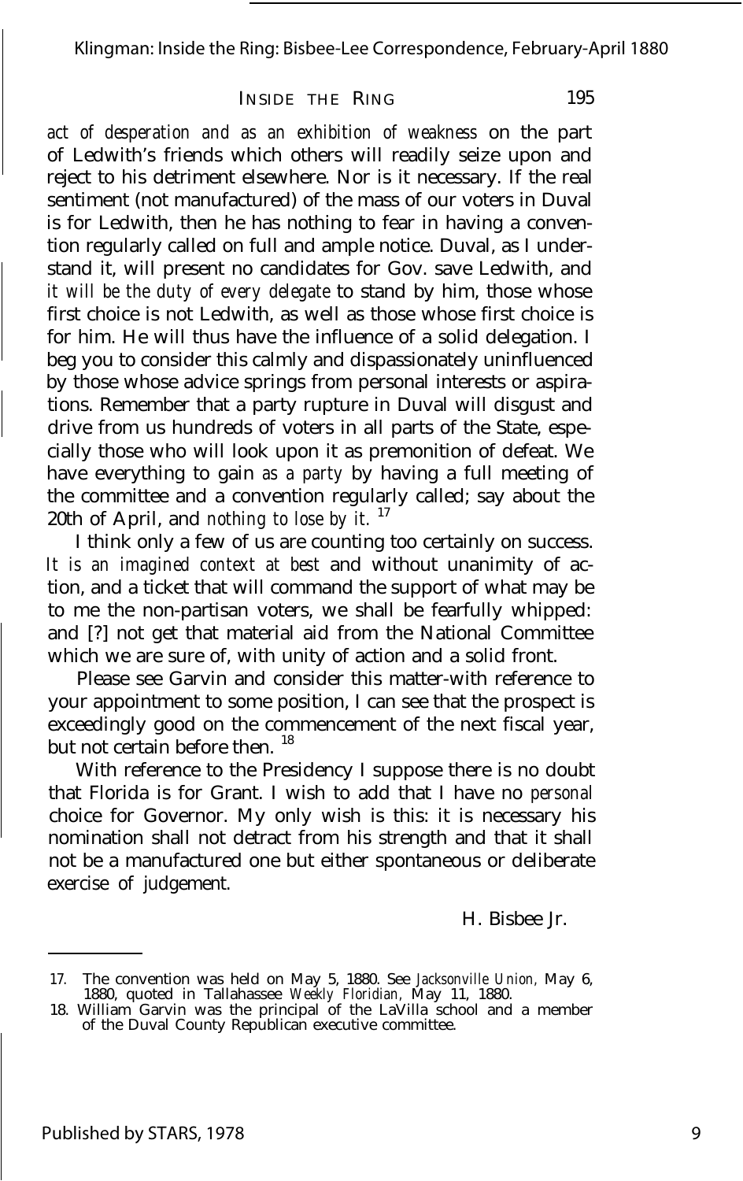*act of desperation and as an exhibition of weakness* on the part of Ledwith's friends which others will readily seize upon and reject to his detriment elsewhere. Nor is it necessary. If the real sentiment (not manufactured) of the mass of our voters in Duval is for Ledwith, then he has nothing to fear in having a convention regularly called on full and ample notice. Duval, as I understand it, will present no candidates for Gov. save Ledwith, and *it will be the duty of every delegate* to stand by him, those whose first choice is not Ledwith, as well as those whose first choice is for him. He will thus have the influence of a solid delegation. I beg you to consider this calmly and dispassionately uninfluenced by those whose advice springs from personal interests or aspirations. Remember that a party rupture in Duval will disgust and drive from us hundreds of voters in all parts of the State, especially those who will look upon it as premonition of defeat. We have everything to gain *as a party* by having a full meeting of the committee and a convention regularly called; say about the 20th of April, and *nothing to lose by it.* [17]

I think only a few of us are counting too certainly on success. *It is an imagined context at best* and without unanimity of action, and a ticket that will command the support of what may be to me the non-partisan voters, we shall be fearfully whipped: and [?] not get that material aid from the National Committee which we are sure of, with unity of action and a solid front.

Please see Garvin and consider this matter-with reference to your appointment to some position, I can see that the prospect is exceedingly good on the commencement of the next fiscal year, but not certain before then. [18]

With reference to the Presidency I suppose there is no doubt that Florida is for Grant. I wish to add that I have no *personal* choice for Governor. My only wish is this: it is necessary his nomination shall not detract from his strength and that it shall not be a manufactured one but either spontaneous or deliberate exercise of judgement.

H. Bisbee Jr.

---

17. The convention was held on May 5, 1880. See *Jacksonville Union,* May 6, 1880, quoted in Tallahassee *Weekly Floridian,* May 11, 1880.
18. William Garvin was the principal of the LaVilla school and a member of the Duval County Republican executive committee.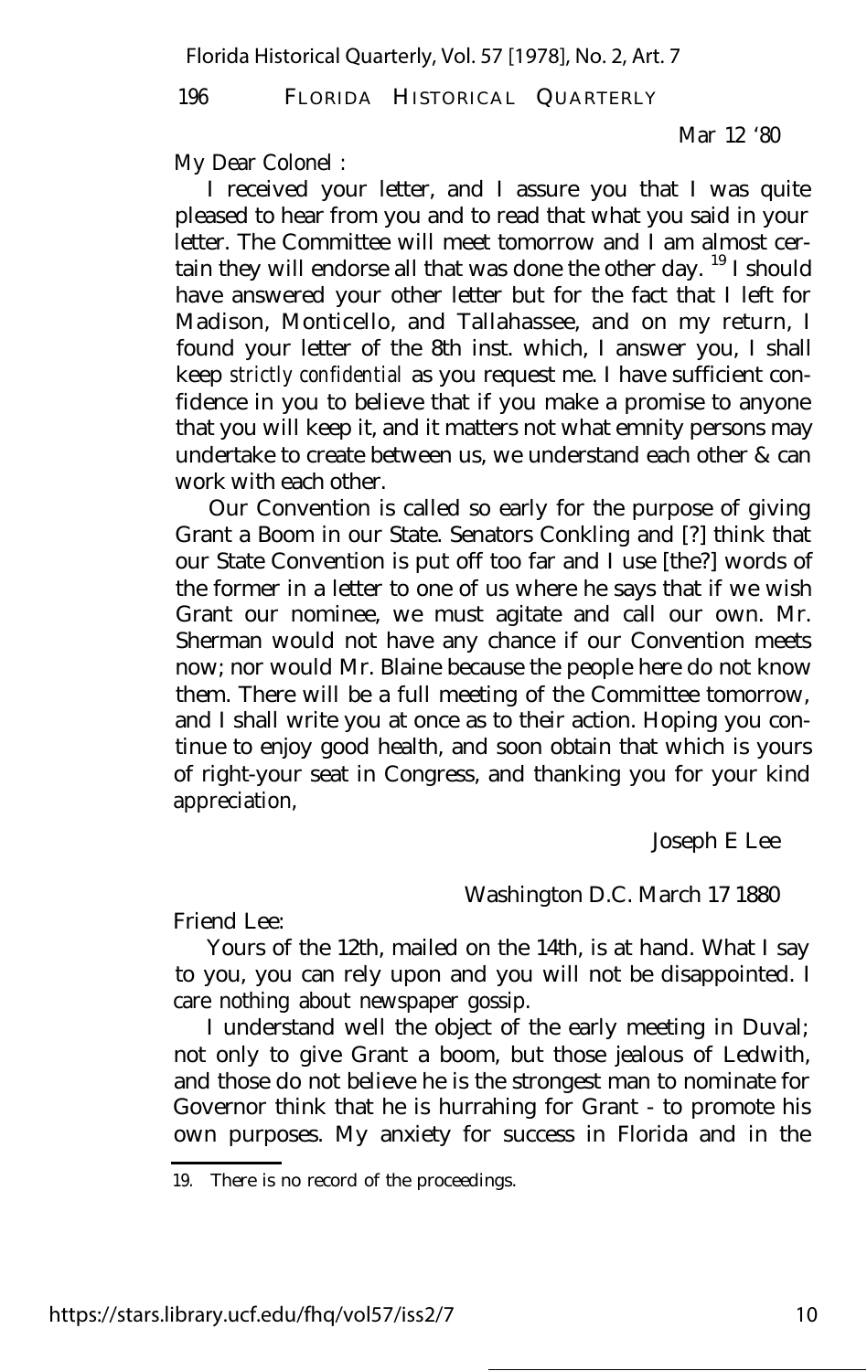Mar 12 '80

My Dear Colonel :

I received your letter, and I assure you that I was quite pleased to hear from you and to read that what you said in your letter. The Committee will meet tomorrow and I am almost certain they will endorse all that was done the other day. [19] I should have answered your other letter but for the fact that I left for Madison, Monticello, and Tallahassee, and on my return, I found your letter of the 8th inst. which, I answer you, I shall keep *strictly confidential* as you request me. I have sufficient confidence in you to believe that if you make a promise to anyone that you will keep it, and it matters not what emnity persons may undertake to create between us, we understand each other & can work with each other.

Our Convention is called so early for the purpose of giving Grant a Boom in our State. Senators Conkling and [?] think that our State Convention is put off too far and I use [the?] words of the former in a letter to one of us where he says that if we wish Grant our nominee, we must agitate and call our own. Mr. Sherman would not have any chance if our Convention meets now; nor would Mr. Blaine because the people here do not know them. There will be a full meeting of the Committee tomorrow, and I shall write you at once as to their action. Hoping you continue to enjoy good health, and soon obtain that which is yours of right-your seat in Congress, and thanking you for your kind appreciation,

Joseph E Lee

Washington D.C. March 17 1880

Friend Lee:

Yours of the 12th, mailed on the 14th, is at hand. What I say to you, you can rely upon and you will not be disappointed. I care nothing about newspaper gossip.

I understand well the object of the early meeting in Duval; not only to give Grant a boom, but those jealous of Ledwith, and those do not believe he is the strongest man to nominate for Governor think that he is hurrahing for Grant - to promote his own purposes. My anxiety for success in Florida and in the

19. There is no record of the proceedings.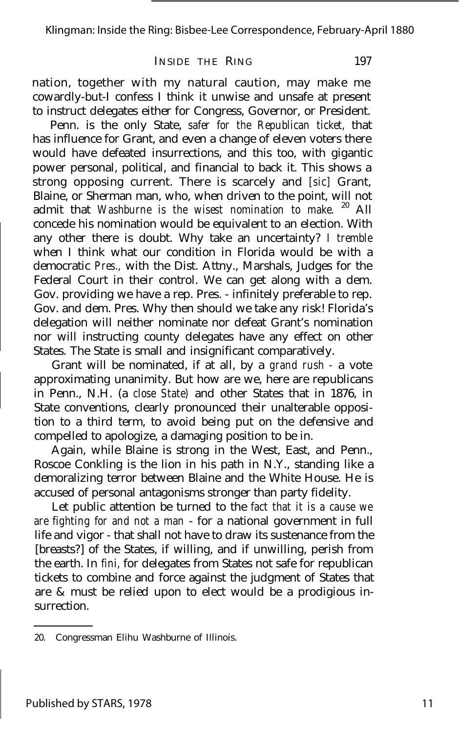nation, together with my natural caution, may make me cowardly-but-I confess I think it unwise and unsafe at present to instruct delegates either for Congress, Governor, or President.

Penn. is the only State, *safer for the Republican ticket,* that has influence for Grant, and even a change of eleven voters there would have defeated insurrections, and this too, with gigantic power personal, political, and financial to back it. This shows a strong opposing current. There is scarcely and [*sic*] Grant, Blaine, or Sherman man, who, when driven to the point, will not admit that *Washburne is the wisest nomination to make.*[20] All concede his nomination would be equivalent to an election. With any other there is doubt. Why take an uncertainty? *I tremble* when I think what our condition in Florida would be with a democratic *Pres.,* with the Dist. Attny., Marshals, Judges for the Federal Court in their control. We can get along with a dem. Gov. providing we have a rep. Pres. - infinitely preferable to rep. Gov. and dem. Pres. Why then should we take any risk! Florida's delegation will neither nominate nor defeat Grant's nomination nor will instructing county delegates have any effect on other States. The State is small and insignificant comparatively.

Grant will be nominated, if at all, by a *grand rush* - a vote approximating unanimity. But how are we, here are republicans in Penn., N.H. (a *close State*) and other States that in 1876, in State conventions, clearly pronounced their unalterable opposition to a third term, to avoid being put on the defensive and compelled to apologize, a damaging position to be in.

Again, while Blaine is strong in the West, East, and Penn., Roscoe Conkling is the lion in his path in N.Y., standing like a demoralizing terror between Blaine and the White House. He is accused of personal antagonisms stronger than party fidelity.

Let public attention be turned to the *fact that it is a cause we are fighting for and not a man* - for a national government in full life and vigor - that shall not have to draw its sustenance from the [breasts?] of the States, if willing, and if unwilling, perish from the earth. In *fini,* for delegates from States not safe for republican tickets to combine and force against the judgment of States that are & must be relied upon to elect would be a prodigious insurrection.

---

20. Congressman Elihu Washburne of Illinois.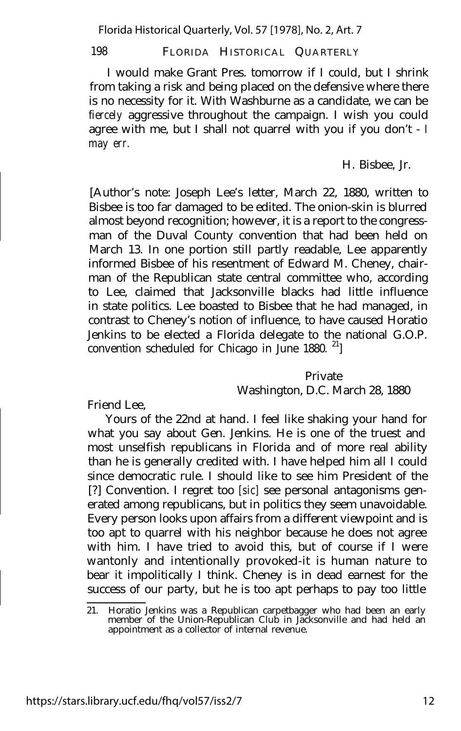I would make Grant Pres. tomorrow if I could, but I shrink from taking a risk and being placed on the defensive where there is no necessity for it. With Washburne as a candidate, we can be *fiercely* aggressive throughout the campaign. I wish you could agree with me, but I shall not quarrel with you if you don't - *I may err.*

H. Bisbee, Jr.

[Author's note: Joseph Lee's letter, March 22, 1880, written to Bisbee is too far damaged to be edited. The onion-skin is blurred almost beyond recognition; however, it is a report to the congressman of the Duval County convention that had been held on March 13. In one portion still partly readable, Lee apparently informed Bisbee of his resentment of Edward M. Cheney, chairman of the Republican state central committee who, according to Lee, claimed that Jacksonville blacks had little influence in state politics. Lee boasted to Bisbee that he had managed, in contrast to Cheney's notion of influence, to have caused Horatio Jenkins to be elected a Florida delegate to the national G.O.P. convention scheduled for Chicago in June 1880. [21]]

Private
Washington, D.C. March 28, 1880

Friend Lee,

Yours of the 22nd at hand. I feel like shaking your hand for what you say about Gen. Jenkins. He is one of the truest and most unselfish republicans in Florida and of more real ability than he is generally credited with. I have helped him all I could since democratic rule. I should like to see him President of the [?] Convention. I regret too [*sic*] see personal antagonisms generated among republicans, but in politics they seem unavoidable. Every person looks upon affairs from a different viewpoint and is too apt to quarrel with his neighbor because he does not agree with him. I have tried to avoid this, but of course if I were wantonly and intentionally provoked-it is human nature to bear it impolitically I think. Cheney is in dead earnest for the success of our party, but he is too apt perhaps to pay too little

21. Horatio Jenkins was a Republican carpetbagger who had been an early member of the Union-Republican Club in Jacksonville and had held an appointment as a collector of internal revenue.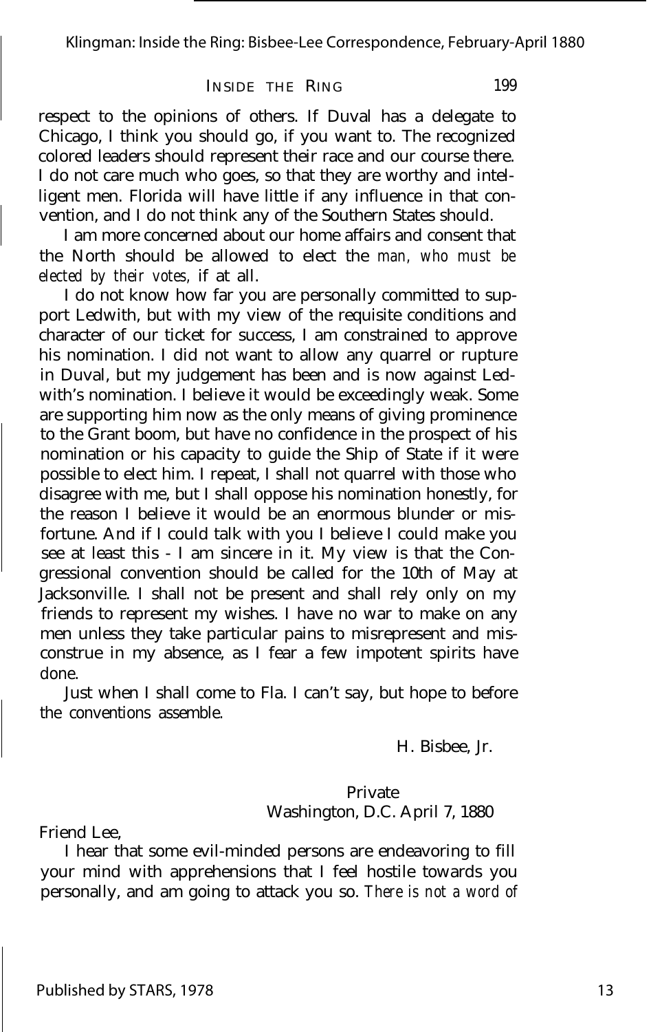respect to the opinions of others. If Duval has a delegate to Chicago, I think you should go, if you want to. The recognized colored leaders should represent their race and our course there. I do not care much who goes, so that they are worthy and intelligent men. Florida will have little if any influence in that convention, and I do not think any of the Southern States should.

I am more concerned about our home affairs and consent that the North should be allowed to elect the *man, who must be elected by their votes,* if at all.

I do not know how far you are personally committed to support Ledwith, but with my view of the requisite conditions and character of our ticket for success, I am constrained to approve his nomination. I did not want to allow any quarrel or rupture in Duval, but my judgement has been and is now against Ledwith's nomination. I believe it would be exceedingly weak. Some are supporting him now as the only means of giving prominence to the Grant boom, but have no confidence in the prospect of his nomination or his capacity to guide the Ship of State if it were possible to elect him. I repeat, I shall not quarrel with those who disagree with me, but I shall oppose his nomination honestly, for the reason I believe it would be an enormous blunder or misfortune. And if I could talk with you I believe I could make you see at least this - I am sincere in it. My view is that the Congressional convention should be called for the 10th of May at Jacksonville. I shall not be present and shall rely only on my friends to represent my wishes. I have no war to make on any men unless they take particular pains to misrepresent and misconstrue in my absence, as I fear a few impotent spirits have done.

Just when I shall come to Fla. I can't say, but hope to before the conventions assemble.

H. Bisbee, Jr.

Private
Washington, D.C. April 7, 1880

Friend Lee,

I hear that some evil-minded persons are endeavoring to fill your mind with apprehensions that I feel hostile towards you personally, and am going to attack you so. *There is not a word of*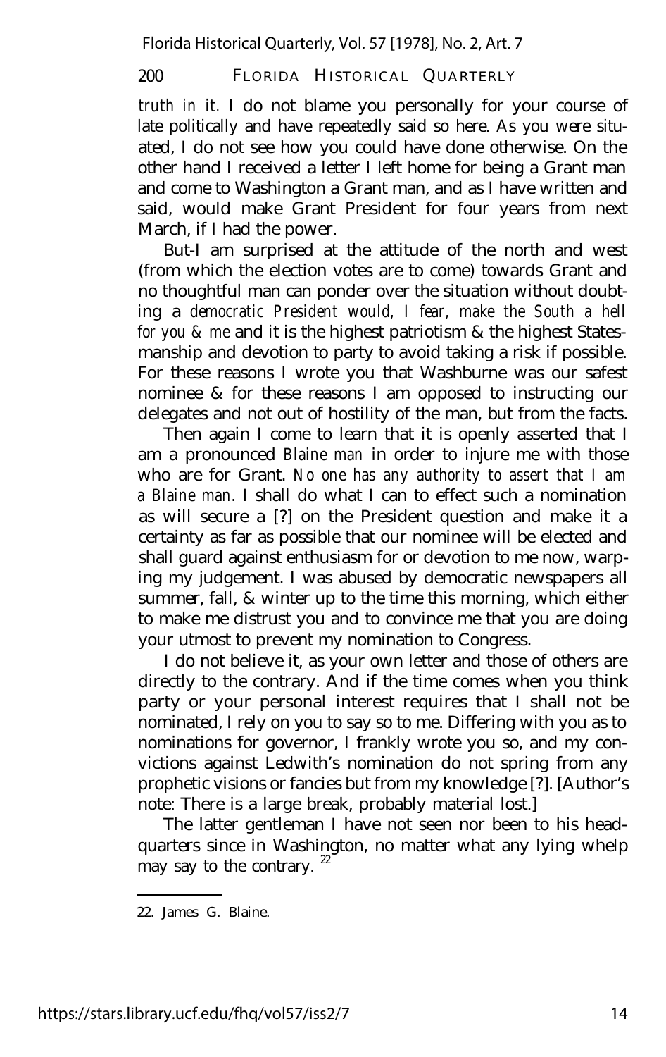*truth in it.* I do not blame you personally for your course of late politically and have repeatedly said so here. As you were situated, I do not see how you could have done otherwise. On the other hand I received a letter I left home for being a Grant man and come to Washington a Grant man, and as I have written and said, would make Grant President for four years from next March, if I had the power.

But-I am surprised at the attitude of the north and west (from which the election votes are to come) towards Grant and no thoughtful man can ponder over the situation without doubting a *democratic President would, I fear, make the South a hell for you & me* and it is the highest patriotism & the highest Statesmanship and devotion to party to avoid taking a risk if possible. For these reasons I wrote you that Washburne was our safest nominee & for these reasons I am opposed to instructing our delegates and not out of hostility of the man, but from the facts.

Then again I come to learn that it is openly asserted that I am a pronounced *Blaine man* in order to injure me with those who are for Grant. *No one has any authority to assert that I am a Blaine man.* I shall do what I can to effect such a nomination as will secure a [?] on the President question and make it a certainty as far as possible that our nominee will be elected and shall guard against enthusiasm for or devotion to me now, warping my judgement. I was abused by democratic newspapers all summer, fall, & winter up to the time this morning, which either to make me distrust you and to convince me that you are doing your utmost to prevent my nomination to Congress.

I do not believe it, as your own letter and those of others are directly to the contrary. And if the time comes when you think party or your personal interest requires that I shall not be nominated, I rely on you to say so to me. Differing with you as to nominations for governor, I frankly wrote you so, and my convictions against Ledwith's nomination do not spring from any prophetic visions or fancies but from my knowledge [?]. [Author's note: There is a large break, probably material lost.]

The latter gentleman I have not seen nor been to his headquarters since in Washington, no matter what any lying whelp may say to the contrary. [22]

---

22. James G. Blaine.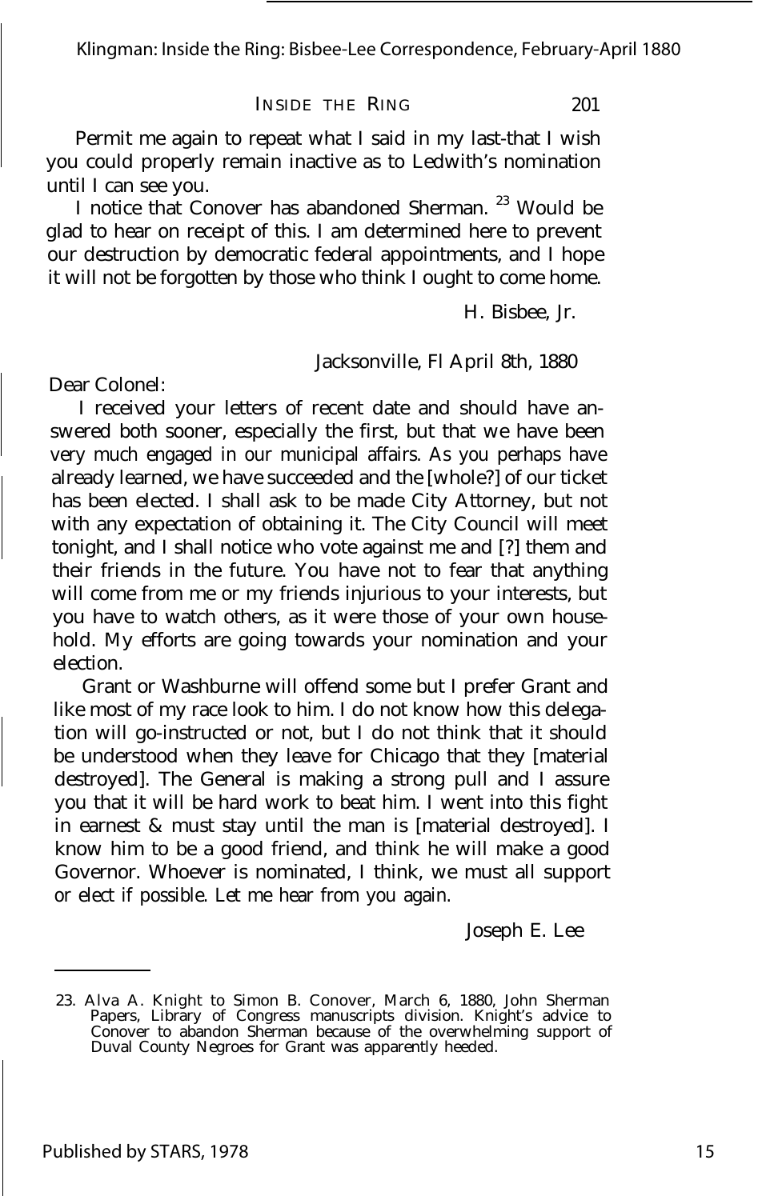Permit me again to repeat what I said in my last-that I wish you could properly remain inactive as to Ledwith's nomination until I can see you.

I notice that Conover has abandoned Sherman. [23] Would be glad to hear on receipt of this. I am determined here to prevent our destruction by democratic federal appointments, and I hope it will not be forgotten by those who think I ought to come home.

H. Bisbee, Jr.

Jacksonville, Fl April 8th, 1880

Dear Colonel:

I received your letters of recent date and should have answered both sooner, especially the first, but that we have been very much engaged in our municipal affairs. As you perhaps have already learned, we have succeeded and the [whole?] of our ticket has been elected. I shall ask to be made City Attorney, but not with any expectation of obtaining it. The City Council will meet tonight, and I shall notice who vote against me and [?] them and their friends in the future. You have not to fear that anything will come from me or my friends injurious to your interests, but you have to watch others, as it were those of your own household. My efforts are going towards your nomination and your election.

Grant or Washburne will offend some but I prefer Grant and like most of my race look to him. I do not know how this delegation will go-instructed or not, but I do not think that it should be understood when they leave for Chicago that they [material destroyed]. The General is making a strong pull and I assure you that it will be hard work to beat him. I went into this fight in earnest & must stay until the man is [material destroyed]. I know him to be a good friend, and think he will make a good Governor. Whoever is nominated, I think, we must all support or elect if possible. Let me hear from you again.

Joseph E. Lee

---

23. Alva A. Knight to Simon B. Conover, March 6, 1880, John Sherman Papers, Library of Congress manuscripts division. Knight's advice to Conover to abandon Sherman because of the overwhelming support of Duval County Negroes for Grant was apparently heeded.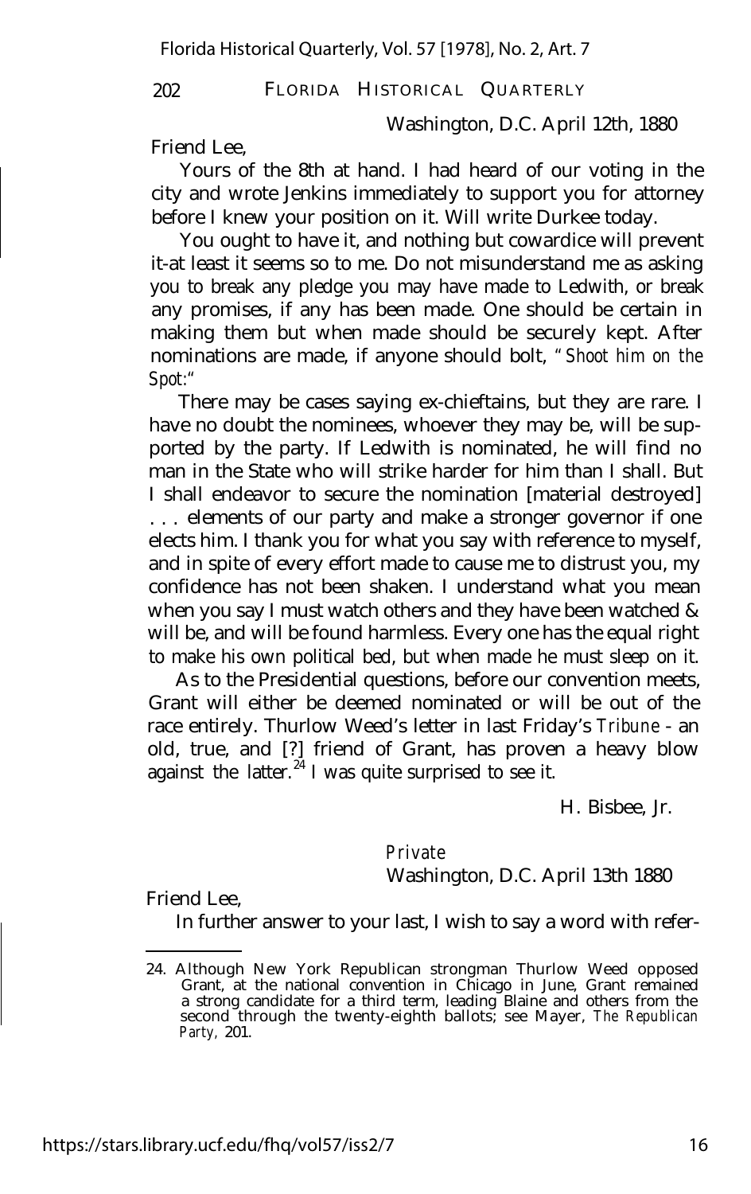Washington, D.C. April 12th, 1880

Friend Lee,

Yours of the 8th at hand. I had heard of our voting in the city and wrote Jenkins immediately to support you for attorney before I knew your position on it. Will write Durkee today.

You ought to have it, and nothing but cowardice will prevent it-at least it seems so to me. Do not misunderstand me as asking you to break any pledge you may have made to Ledwith, or break any promises, if any has been made. One should be certain in making them but when made should be securely kept. After nominations are made, if anyone should bolt, *"Shoot him on the Spot:"*

There may be cases saying ex-chieftains, but they are rare. I have no doubt the nominees, whoever they may be, will be supported by the party. If Ledwith is nominated, he will find no man in the State who will strike harder for him than I shall. But I shall endeavor to secure the nomination [material destroyed] . . . elements of our party and make a stronger governor if one elects him. I thank you for what you say with reference to myself, and in spite of every effort made to cause me to distrust you, my confidence has not been shaken. I understand what you mean when you say I must watch others and they have been watched & will be, and will be found harmless. Every one has the equal right to make his own political bed, but when made he must sleep on it.

As to the Presidential questions, before our convention meets, Grant will either be deemed nominated or will be out of the race entirely. Thurlow Weed's letter in last Friday's *Tribune* - an old, true, and [?] friend of Grant, has proven a heavy blow against the latter.[24] I was quite surprised to see it.

H. Bisbee, Jr.

*Private*

Washington, D.C. April 13th 1880

Friend Lee,

In further answer to your last, I wish to say a word with refer-

---

24. Although New York Republican strongman Thurlow Weed opposed Grant, at the national convention in Chicago in June, Grant remained a strong candidate for a third term, leading Blaine and others from the second through the twenty-eighth ballots; see Mayer, *The Republican Party,* 201.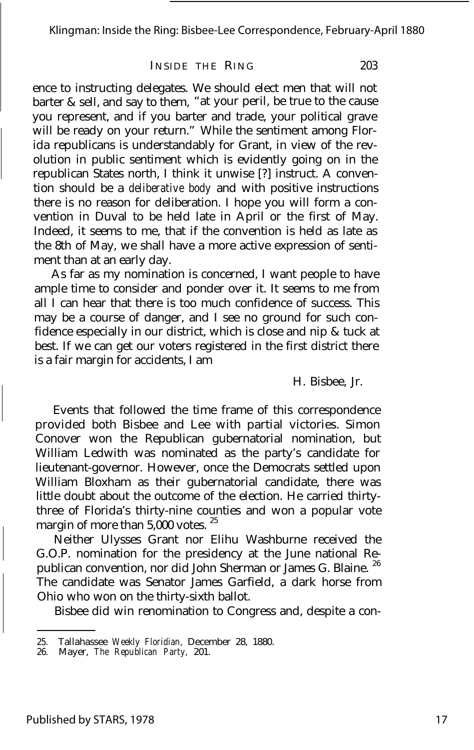ence to instructing delegates. We should elect men that will not barter & sell, and say to them, "at your peril, be true to the cause you represent, and if you barter and trade, your political grave will be ready on your return." While the sentiment among Florida republicans is understandably for Grant, in view of the revolution in public sentiment which is evidently going on in the republican States north, I think it unwise [?] instruct. A convention should be a *deliberative body* and with positive instructions there is no reason for deliberation. I hope you will form a convention in Duval to be held late in April or the first of May. Indeed, it seems to me, that if the convention is held as late as the 8th of May, we shall have a more active expression of sentiment than at an early day.

As far as my nomination is concerned, I want people to have ample time to consider and ponder over it. It seems to me from all I can hear that there is too much confidence of success. This may be a course of danger, and I see no ground for such confidence especially in our district, which is close and nip & tuck at best. If we can get our voters registered in the first district there is a fair margin for accidents, I am

H. Bisbee, Jr.

Events that followed the time frame of this correspondence provided both Bisbee and Lee with partial victories. Simon Conover won the Republican gubernatorial nomination, but William Ledwith was nominated as the party's candidate for lieutenant-governor. However, once the Democrats settled upon William Bloxham as their gubernatorial candidate, there was little doubt about the outcome of the election. He carried thirty-three of Florida's thirty-nine counties and won a popular vote margin of more than 5,000 votes. [25]

Neither Ulysses Grant nor Elihu Washburne received the G.O.P. nomination for the presidency at the June national Republican convention, nor did John Sherman or James G. Blaine. [26] The candidate was Senator James Garfield, a dark horse from Ohio who won on the thirty-sixth ballot.

Bisbee did win renomination to Congress and, despite a con-

25. Tallahassee *Weekly Floridian*, December 28, 1880.
26. Mayer, *The Republican Party*, 201.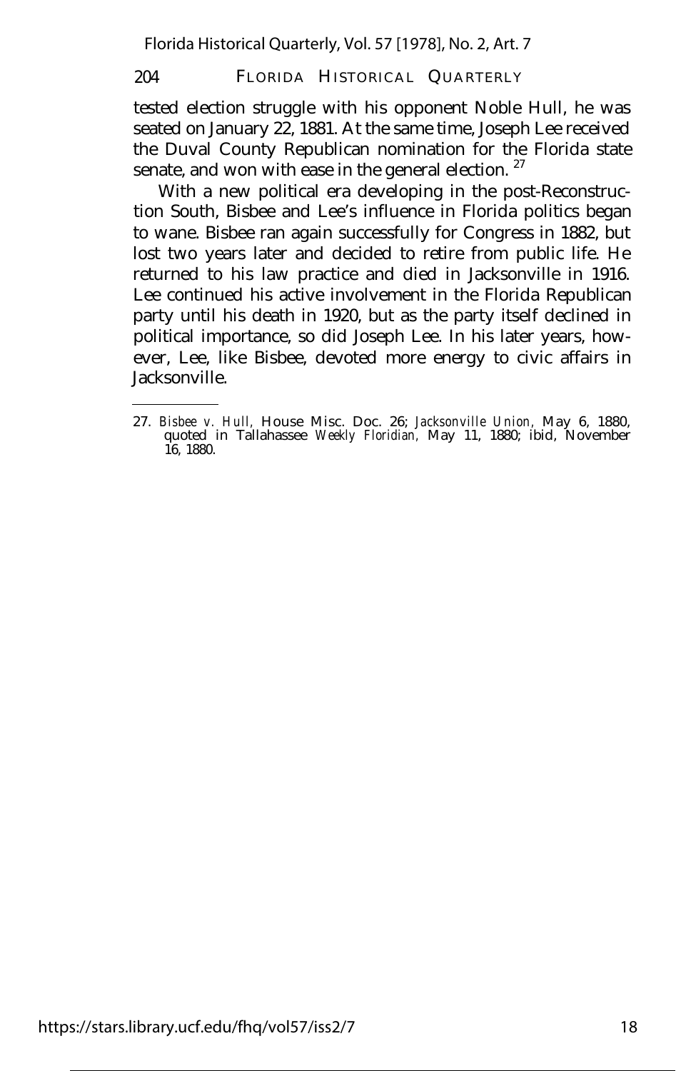tested election struggle with his opponent Noble Hull, he was seated on January 22, 1881. At the same time, Joseph Lee received the Duval County Republican nomination for the Florida state senate, and won with ease in the general election. [27]

With a new political era developing in the post-Reconstruction South, Bisbee and Lee's influence in Florida politics began to wane. Bisbee ran again successfully for Congress in 1882, but lost two years later and decided to retire from public life. He returned to his law practice and died in Jacksonville in 1916. Lee continued his active involvement in the Florida Republican party until his death in 1920, but as the party itself declined in political importance, so did Joseph Lee. In his later years, however, Lee, like Bisbee, devoted more energy to civic affairs in Jacksonville.

---

27. *Bisbee v. Hull*, House Misc. Doc. 26; *Jacksonville Union*, May 6, 1880, quoted in Tallahassee *Weekly Floridian*, May 11, 1880; ibid, November 16, 1880.